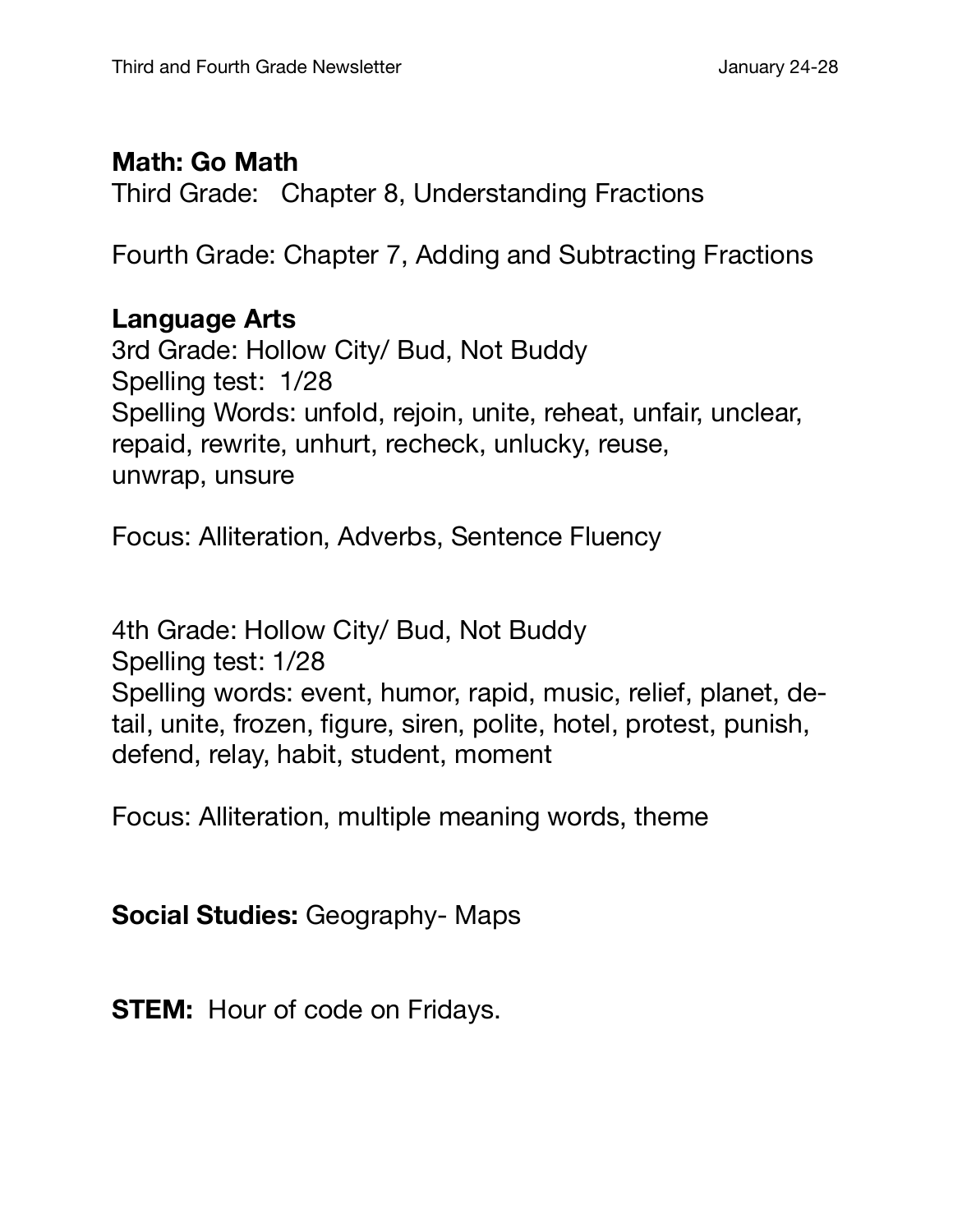**Math: Go Math**

Third Grade: Chapter 8, Understanding Fractions

Fourth Grade: Chapter 7, Adding and Subtracting Fractions

**Language Arts**

3rd Grade: Hollow City/ Bud, Not Buddy
Spelling test: 1/28
Spelling Words: unfold, rejoin, unite, reheat, unfair, unclear, repaid, rewrite, unhurt, recheck, unlucky, reuse, unwrap, unsure

Focus: Alliteration, Adverbs, Sentence Fluency

4th Grade: Hollow City/ Bud, Not Buddy
Spelling test: 1/28
Spelling words: event, humor, rapid, music, relief, planet, detail, unite, frozen, figure, siren, polite, hotel, protest, punish, defend, relay, habit, student, moment

Focus: Alliteration, multiple meaning words, theme

**Social Studies:** Geography- Maps

**STEM:** Hour of code on Fridays.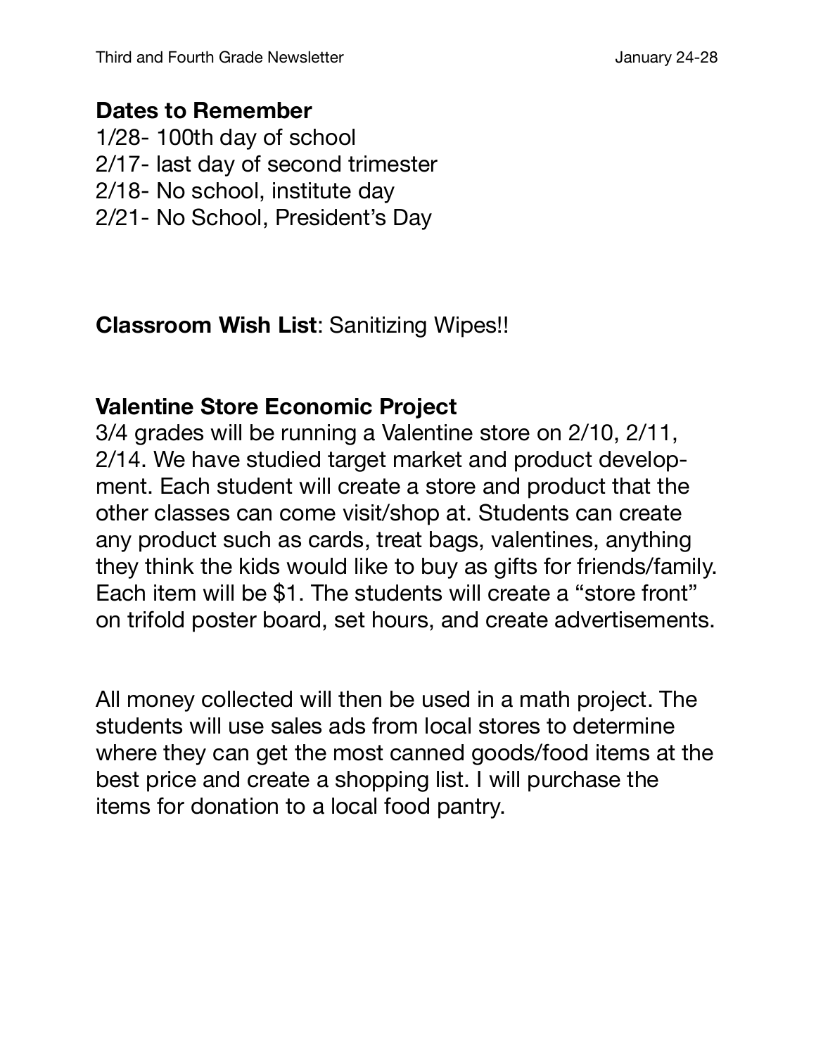**Dates to Remember**

1/28- 100th day of school
2/17- last day of second trimester
2/18- No school, institute day
2/21- No School, President's Day

**Classroom Wish List**: Sanitizing Wipes!!

**Valentine Store Economic Project**

3/4 grades will be running a Valentine store on 2/10, 2/11, 2/14. We have studied target market and product development. Each student will create a store and product that the other classes can come visit/shop at. Students can create any product such as cards, treat bags, valentines, anything they think the kids would like to buy as gifts for friends/family. Each item will be $1. The students will create a "store front" on trifold poster board, set hours, and create advertisements.

All money collected will then be used in a math project. The students will use sales ads from local stores to determine where they can get the most canned goods/food items at the best price and create a shopping list. I will purchase the items for donation to a local food pantry.